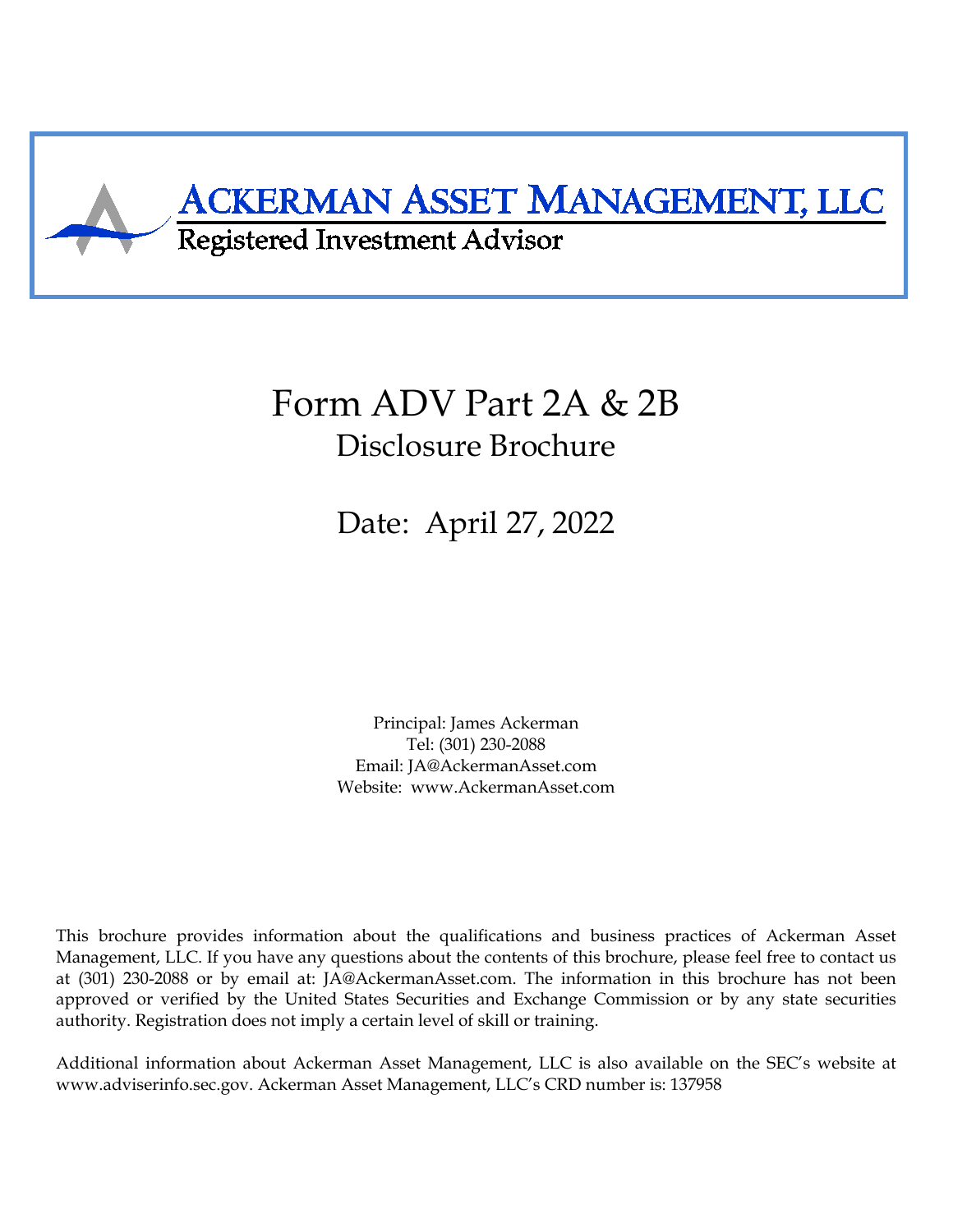# Ackerman Asset Management, LLC

Registered Investment Advisor

# Form ADV Part 2A & 2B

## Disclosure Brochure

## Date: April 27, 2022

Principal: James Ackerman
Tel: (301) 230-2088
Email: JA@AckermanAsset.com
Website: www.AckermanAsset.com

This brochure provides information about the qualifications and business practices of Ackerman Asset Management, LLC. If you have any questions about the contents of this brochure, please feel free to contact us at (301) 230-2088 or by email at: JA@AckermanAsset.com. The information in this brochure has not been approved or verified by the United States Securities and Exchange Commission or by any state securities authority. Registration does not imply a certain level of skill or training.

Additional information about Ackerman Asset Management, LLC is also available on the SEC's website at www.adviserinfo.sec.gov. Ackerman Asset Management, LLC's CRD number is: 137958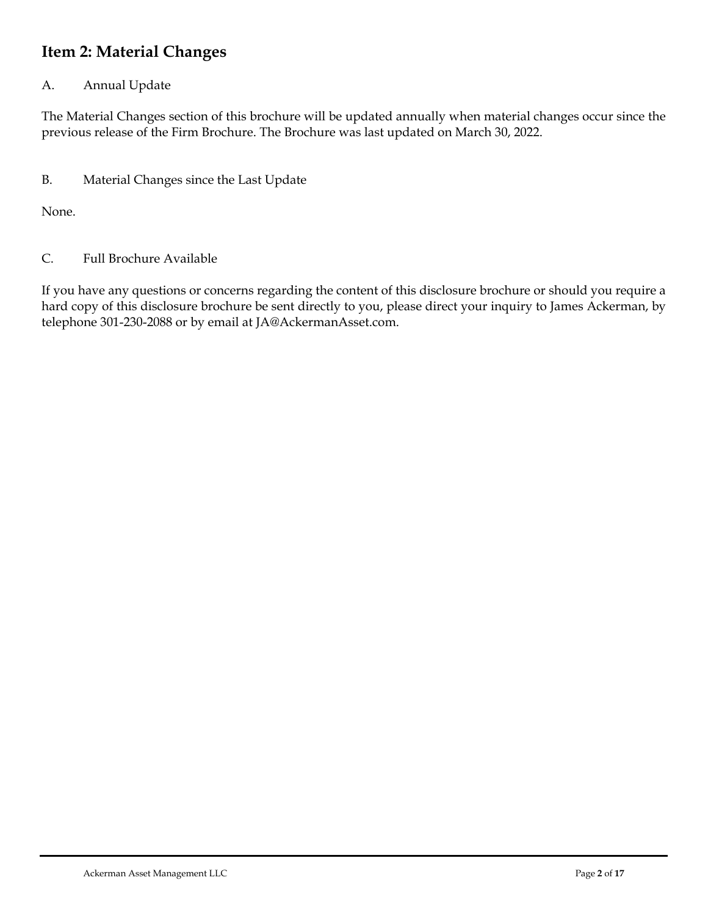## Item 2: Material Changes

A. Annual Update

The Material Changes section of this brochure will be updated annually when material changes occur since the previous release of the Firm Brochure. The Brochure was last updated on March 30, 2022.

B. Material Changes since the Last Update

None.

C. Full Brochure Available

If you have any questions or concerns regarding the content of this disclosure brochure or should you require a hard copy of this disclosure brochure be sent directly to you, please direct your inquiry to James Ackerman, by telephone 301-230-2088 or by email at JA@AckermanAsset.com.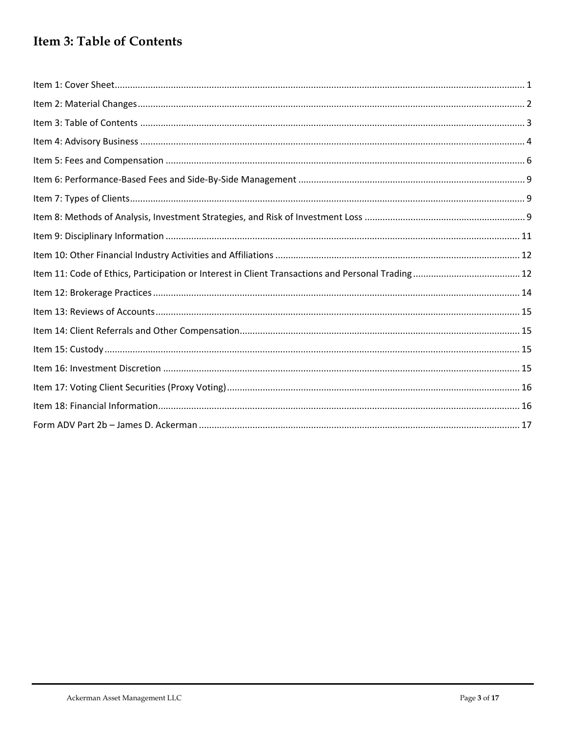# Item 3: Table of Contents

Item 1: Cover Sheet .......... 1
Item 2: Material Changes .......... 2
Item 3: Table of Contents .......... 3
Item 4: Advisory Business .......... 4
Item 5: Fees and Compensation .......... 6
Item 6: Performance-Based Fees and Side-By-Side Management .......... 9
Item 7: Types of Clients .......... 9
Item 8: Methods of Analysis, Investment Strategies, and Risk of Investment Loss .......... 9
Item 9: Disciplinary Information .......... 11
Item 10: Other Financial Industry Activities and Affiliations .......... 12
Item 11: Code of Ethics, Participation or Interest in Client Transactions and Personal Trading .......... 12
Item 12: Brokerage Practices .......... 14
Item 13: Reviews of Accounts .......... 15
Item 14: Client Referrals and Other Compensation .......... 15
Item 15: Custody .......... 15
Item 16: Investment Discretion .......... 15
Item 17: Voting Client Securities (Proxy Voting) .......... 16
Item 18: Financial Information .......... 16
Form ADV Part 2b – James D. Ackerman .......... 17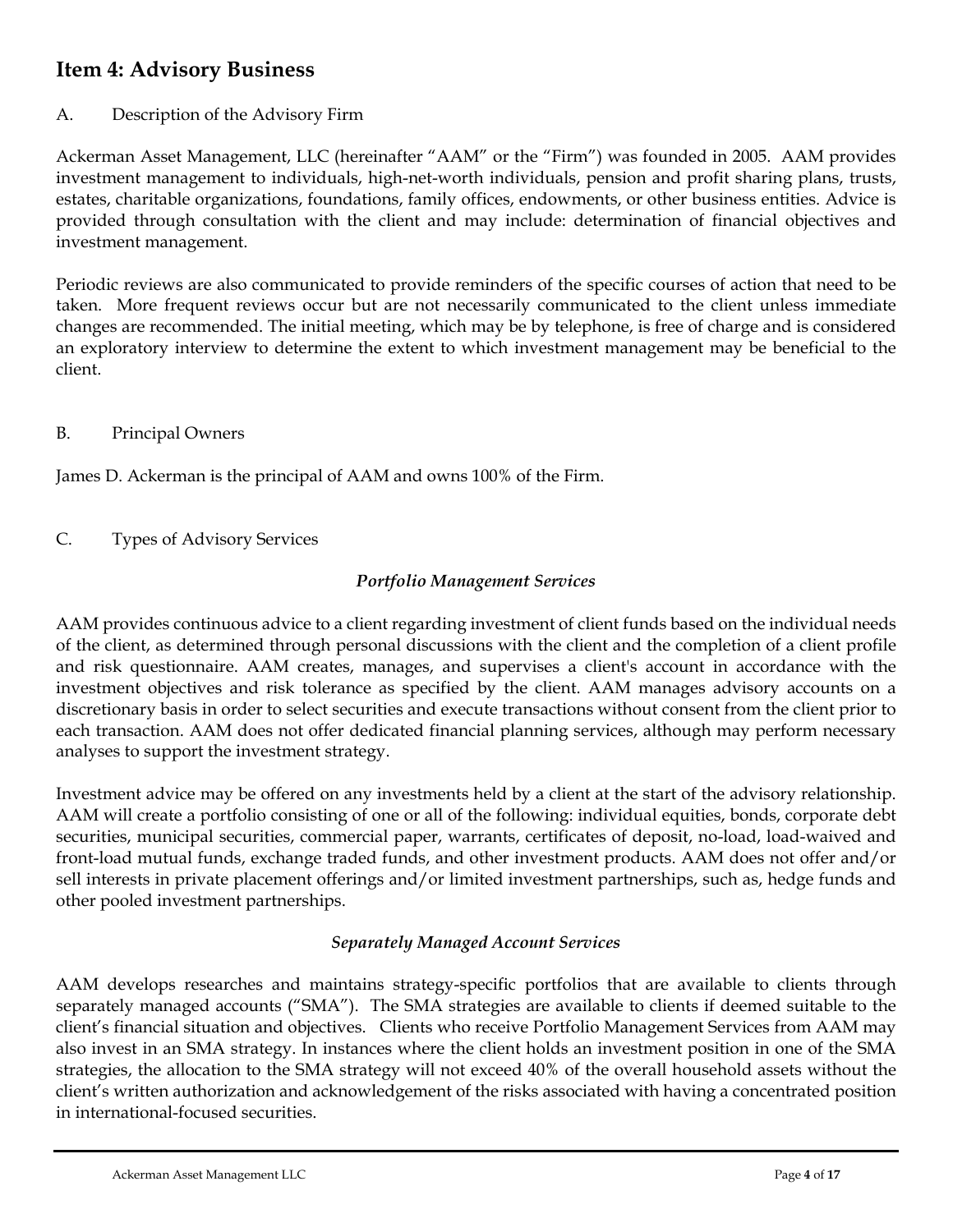## Item 4: Advisory Business

A. Description of the Advisory Firm

Ackerman Asset Management, LLC (hereinafter "AAM" or the "Firm") was founded in 2005. AAM provides investment management to individuals, high-net-worth individuals, pension and profit sharing plans, trusts, estates, charitable organizations, foundations, family offices, endowments, or other business entities. Advice is provided through consultation with the client and may include: determination of financial objectives and investment management.

Periodic reviews are also communicated to provide reminders of the specific courses of action that need to be taken. More frequent reviews occur but are not necessarily communicated to the client unless immediate changes are recommended. The initial meeting, which may be by telephone, is free of charge and is considered an exploratory interview to determine the extent to which investment management may be beneficial to the client.

B. Principal Owners

James D. Ackerman is the principal of AAM and owns 100% of the Firm.

C. Types of Advisory Services

***Portfolio Management Services***

AAM provides continuous advice to a client regarding investment of client funds based on the individual needs of the client, as determined through personal discussions with the client and the completion of a client profile and risk questionnaire. AAM creates, manages, and supervises a client's account in accordance with the investment objectives and risk tolerance as specified by the client. AAM manages advisory accounts on a discretionary basis in order to select securities and execute transactions without consent from the client prior to each transaction. AAM does not offer dedicated financial planning services, although may perform necessary analyses to support the investment strategy.

Investment advice may be offered on any investments held by a client at the start of the advisory relationship. AAM will create a portfolio consisting of one or all of the following: individual equities, bonds, corporate debt securities, municipal securities, commercial paper, warrants, certificates of deposit, no-load, load-waived and front-load mutual funds, exchange traded funds, and other investment products. AAM does not offer and/or sell interests in private placement offerings and/or limited investment partnerships, such as, hedge funds and other pooled investment partnerships.

***Separately Managed Account Services***

AAM develops researches and maintains strategy-specific portfolios that are available to clients through separately managed accounts ("SMA"). The SMA strategies are available to clients if deemed suitable to the client's financial situation and objectives. Clients who receive Portfolio Management Services from AAM may also invest in an SMA strategy. In instances where the client holds an investment position in one of the SMA strategies, the allocation to the SMA strategy will not exceed 40% of the overall household assets without the client's written authorization and acknowledgement of the risks associated with having a concentrated position in international-focused securities.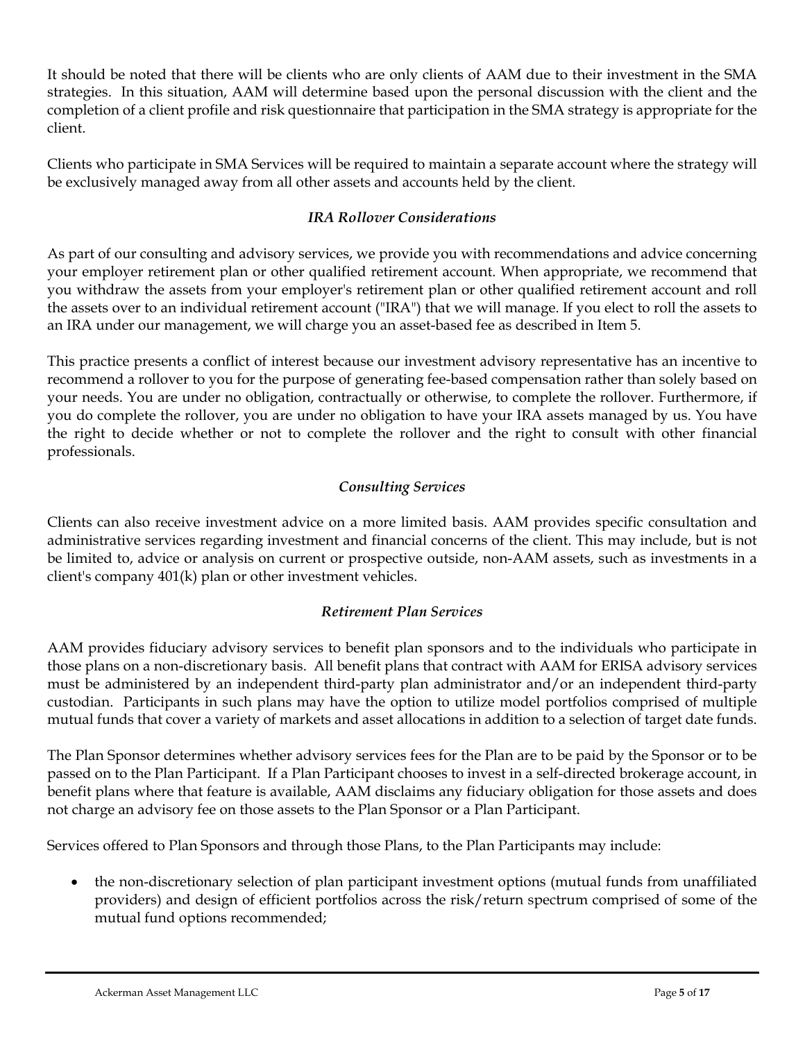It should be noted that there will be clients who are only clients of AAM due to their investment in the SMA strategies. In this situation, AAM will determine based upon the personal discussion with the client and the completion of a client profile and risk questionnaire that participation in the SMA strategy is appropriate for the client.

Clients who participate in SMA Services will be required to maintain a separate account where the strategy will be exclusively managed away from all other assets and accounts held by the client.

### *IRA Rollover Considerations*

As part of our consulting and advisory services, we provide you with recommendations and advice concerning your employer retirement plan or other qualified retirement account. When appropriate, we recommend that you withdraw the assets from your employer's retirement plan or other qualified retirement account and roll the assets over to an individual retirement account ("IRA") that we will manage. If you elect to roll the assets to an IRA under our management, we will charge you an asset-based fee as described in Item 5.

This practice presents a conflict of interest because our investment advisory representative has an incentive to recommend a rollover to you for the purpose of generating fee-based compensation rather than solely based on your needs. You are under no obligation, contractually or otherwise, to complete the rollover. Furthermore, if you do complete the rollover, you are under no obligation to have your IRA assets managed by us. You have the right to decide whether or not to complete the rollover and the right to consult with other financial professionals.

### *Consulting Services*

Clients can also receive investment advice on a more limited basis. AAM provides specific consultation and administrative services regarding investment and financial concerns of the client. This may include, but is not be limited to, advice or analysis on current or prospective outside, non-AAM assets, such as investments in a client's company 401(k) plan or other investment vehicles.

### *Retirement Plan Services*

AAM provides fiduciary advisory services to benefit plan sponsors and to the individuals who participate in those plans on a non-discretionary basis. All benefit plans that contract with AAM for ERISA advisory services must be administered by an independent third-party plan administrator and/or an independent third-party custodian. Participants in such plans may have the option to utilize model portfolios comprised of multiple mutual funds that cover a variety of markets and asset allocations in addition to a selection of target date funds.

The Plan Sponsor determines whether advisory services fees for the Plan are to be paid by the Sponsor or to be passed on to the Plan Participant. If a Plan Participant chooses to invest in a self-directed brokerage account, in benefit plans where that feature is available, AAM disclaims any fiduciary obligation for those assets and does not charge an advisory fee on those assets to the Plan Sponsor or a Plan Participant.

Services offered to Plan Sponsors and through those Plans, to the Plan Participants may include:

- the non-discretionary selection of plan participant investment options (mutual funds from unaffiliated providers) and design of efficient portfolios across the risk/return spectrum comprised of some of the mutual fund options recommended;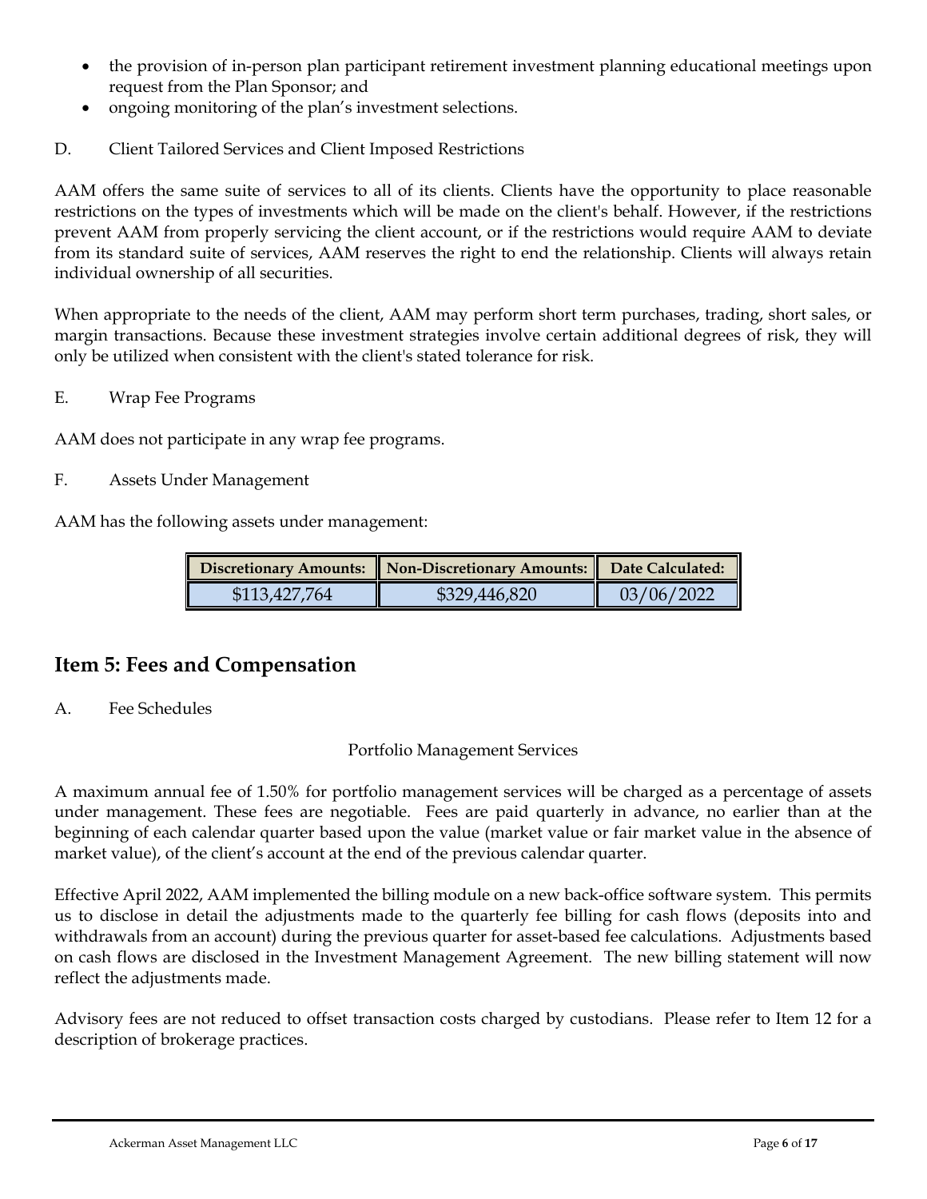- the provision of in-person plan participant retirement investment planning educational meetings upon request from the Plan Sponsor; and
- ongoing monitoring of the plan's investment selections.

D. Client Tailored Services and Client Imposed Restrictions

AAM offers the same suite of services to all of its clients. Clients have the opportunity to place reasonable restrictions on the types of investments which will be made on the client's behalf. However, if the restrictions prevent AAM from properly servicing the client account, or if the restrictions would require AAM to deviate from its standard suite of services, AAM reserves the right to end the relationship. Clients will always retain individual ownership of all securities.

When appropriate to the needs of the client, AAM may perform short term purchases, trading, short sales, or margin transactions. Because these investment strategies involve certain additional degrees of risk, they will only be utilized when consistent with the client's stated tolerance for risk.

E. Wrap Fee Programs

AAM does not participate in any wrap fee programs.

F. Assets Under Management

AAM has the following assets under management:

| Discretionary Amounts: | Non-Discretionary Amounts: | Date Calculated: |
| --- | --- | --- |
| $113,427,764 | $329,446,820 | 03/06/2022 |

## Item 5: Fees and Compensation

A. Fee Schedules

Portfolio Management Services

A maximum annual fee of 1.50% for portfolio management services will be charged as a percentage of assets under management. These fees are negotiable. Fees are paid quarterly in advance, no earlier than at the beginning of each calendar quarter based upon the value (market value or fair market value in the absence of market value), of the client's account at the end of the previous calendar quarter.

Effective April 2022, AAM implemented the billing module on a new back-office software system. This permits us to disclose in detail the adjustments made to the quarterly fee billing for cash flows (deposits into and withdrawals from an account) during the previous quarter for asset-based fee calculations. Adjustments based on cash flows are disclosed in the Investment Management Agreement. The new billing statement will now reflect the adjustments made.

Advisory fees are not reduced to offset transaction costs charged by custodians. Please refer to Item 12 for a description of brokerage practices.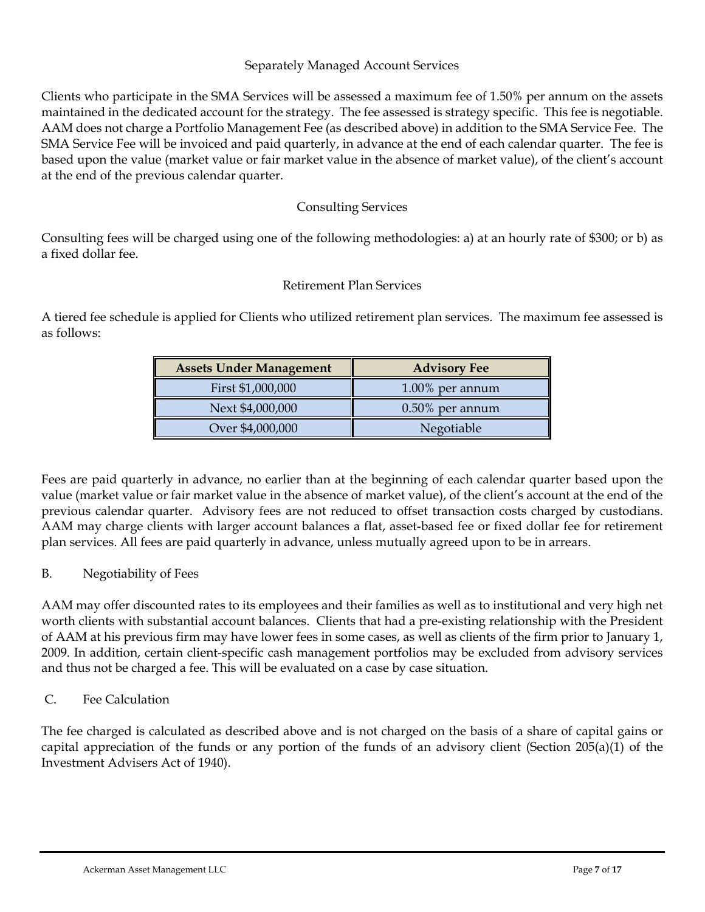### Separately Managed Account Services

Clients who participate in the SMA Services will be assessed a maximum fee of 1.50% per annum on the assets maintained in the dedicated account for the strategy. The fee assessed is strategy specific. This fee is negotiable. AAM does not charge a Portfolio Management Fee (as described above) in addition to the SMA Service Fee. The SMA Service Fee will be invoiced and paid quarterly, in advance at the end of each calendar quarter. The fee is based upon the value (market value or fair market value in the absence of market value), of the client's account at the end of the previous calendar quarter.

### Consulting Services

Consulting fees will be charged using one of the following methodologies: a) at an hourly rate of $300; or b) as a fixed dollar fee.

### Retirement Plan Services

A tiered fee schedule is applied for Clients who utilized retirement plan services. The maximum fee assessed is as follows:

| Assets Under Management | Advisory Fee |
| --- | --- |
| First $1,000,000 | 1.00% per annum |
| Next $4,000,000 | 0.50% per annum |
| Over $4,000,000 | Negotiable |

Fees are paid quarterly in advance, no earlier than at the beginning of each calendar quarter based upon the value (market value or fair market value in the absence of market value), of the client's account at the end of the previous calendar quarter. Advisory fees are not reduced to offset transaction costs charged by custodians. AAM may charge clients with larger account balances a flat, asset-based fee or fixed dollar fee for retirement plan services. All fees are paid quarterly in advance, unless mutually agreed upon to be in arrears.

## B. Negotiability of Fees

AAM may offer discounted rates to its employees and their families as well as to institutional and very high net worth clients with substantial account balances. Clients that had a pre-existing relationship with the President of AAM at his previous firm may have lower fees in some cases, as well as clients of the firm prior to January 1, 2009. In addition, certain client-specific cash management portfolios may be excluded from advisory services and thus not be charged a fee. This will be evaluated on a case by case situation.

## C. Fee Calculation

The fee charged is calculated as described above and is not charged on the basis of a share of capital gains or capital appreciation of the funds or any portion of the funds of an advisory client (Section 205(a)(1) of the Investment Advisers Act of 1940).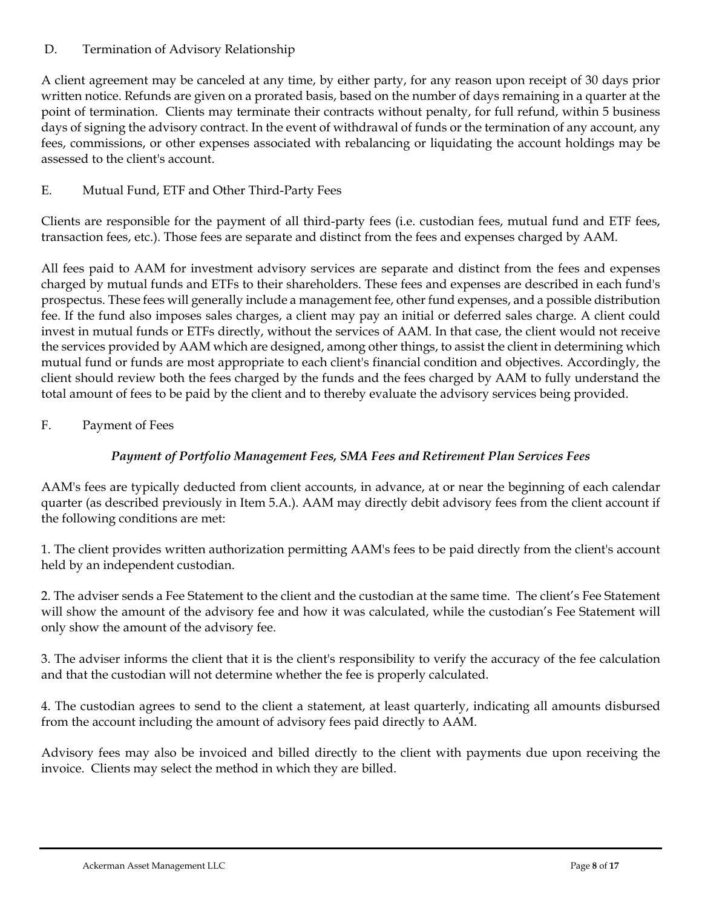## D. Termination of Advisory Relationship

A client agreement may be canceled at any time, by either party, for any reason upon receipt of 30 days prior written notice. Refunds are given on a prorated basis, based on the number of days remaining in a quarter at the point of termination. Clients may terminate their contracts without penalty, for full refund, within 5 business days of signing the advisory contract. In the event of withdrawal of funds or the termination of any account, any fees, commissions, or other expenses associated with rebalancing or liquidating the account holdings may be assessed to the client's account.

## E. Mutual Fund, ETF and Other Third-Party Fees

Clients are responsible for the payment of all third-party fees (i.e. custodian fees, mutual fund and ETF fees, transaction fees, etc.). Those fees are separate and distinct from the fees and expenses charged by AAM.

All fees paid to AAM for investment advisory services are separate and distinct from the fees and expenses charged by mutual funds and ETFs to their shareholders. These fees and expenses are described in each fund's prospectus. These fees will generally include a management fee, other fund expenses, and a possible distribution fee. If the fund also imposes sales charges, a client may pay an initial or deferred sales charge. A client could invest in mutual funds or ETFs directly, without the services of AAM. In that case, the client would not receive the services provided by AAM which are designed, among other things, to assist the client in determining which mutual fund or funds are most appropriate to each client's financial condition and objectives. Accordingly, the client should review both the fees charged by the funds and the fees charged by AAM to fully understand the total amount of fees to be paid by the client and to thereby evaluate the advisory services being provided.

## F. Payment of Fees

***Payment of Portfolio Management Fees, SMA Fees and Retirement Plan Services Fees***

AAM's fees are typically deducted from client accounts, in advance, at or near the beginning of each calendar quarter (as described previously in Item 5.A.). AAM may directly debit advisory fees from the client account if the following conditions are met:

1. The client provides written authorization permitting AAM's fees to be paid directly from the client's account held by an independent custodian.

2. The adviser sends a Fee Statement to the client and the custodian at the same time. The client's Fee Statement will show the amount of the advisory fee and how it was calculated, while the custodian's Fee Statement will only show the amount of the advisory fee.

3. The adviser informs the client that it is the client's responsibility to verify the accuracy of the fee calculation and that the custodian will not determine whether the fee is properly calculated.

4. The custodian agrees to send to the client a statement, at least quarterly, indicating all amounts disbursed from the account including the amount of advisory fees paid directly to AAM.

Advisory fees may also be invoiced and billed directly to the client with payments due upon receiving the invoice. Clients may select the method in which they are billed.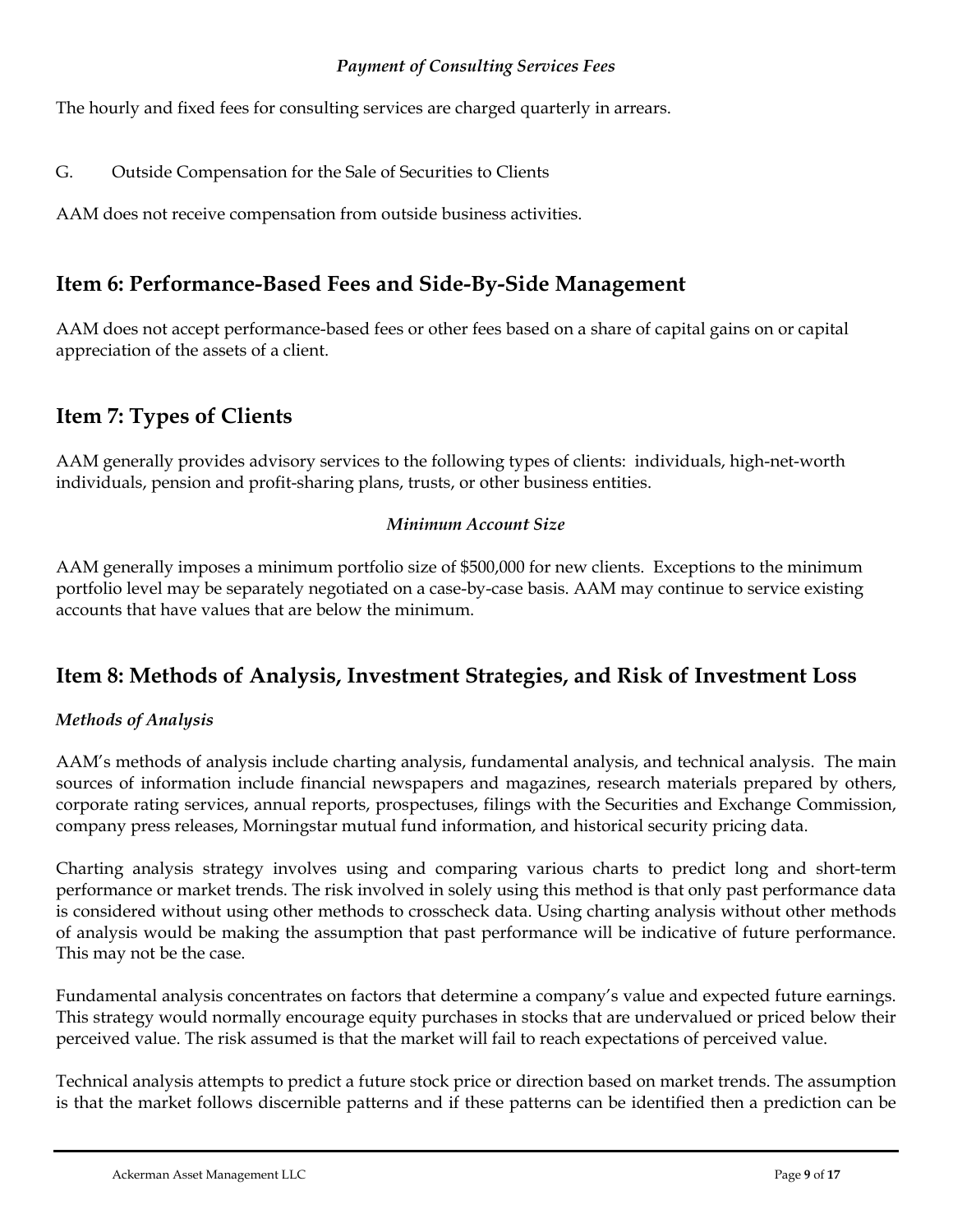*Payment of Consulting Services Fees*

The hourly and fixed fees for consulting services are charged quarterly in arrears.

G. Outside Compensation for the Sale of Securities to Clients

AAM does not receive compensation from outside business activities.

## Item 6: Performance-Based Fees and Side-By-Side Management

AAM does not accept performance-based fees or other fees based on a share of capital gains on or capital appreciation of the assets of a client.

## Item 7: Types of Clients

AAM generally provides advisory services to the following types of clients: individuals, high-net-worth individuals, pension and profit-sharing plans, trusts, or other business entities.

*Minimum Account Size*

AAM generally imposes a minimum portfolio size of $500,000 for new clients. Exceptions to the minimum portfolio level may be separately negotiated on a case-by-case basis. AAM may continue to service existing accounts that have values that are below the minimum.

## Item 8: Methods of Analysis, Investment Strategies, and Risk of Investment Loss

*Methods of Analysis*

AAM's methods of analysis include charting analysis, fundamental analysis, and technical analysis. The main sources of information include financial newspapers and magazines, research materials prepared by others, corporate rating services, annual reports, prospectuses, filings with the Securities and Exchange Commission, company press releases, Morningstar mutual fund information, and historical security pricing data.

Charting analysis strategy involves using and comparing various charts to predict long and short-term performance or market trends. The risk involved in solely using this method is that only past performance data is considered without using other methods to crosscheck data. Using charting analysis without other methods of analysis would be making the assumption that past performance will be indicative of future performance. This may not be the case.

Fundamental analysis concentrates on factors that determine a company's value and expected future earnings. This strategy would normally encourage equity purchases in stocks that are undervalued or priced below their perceived value. The risk assumed is that the market will fail to reach expectations of perceived value.

Technical analysis attempts to predict a future stock price or direction based on market trends. The assumption is that the market follows discernible patterns and if these patterns can be identified then a prediction can be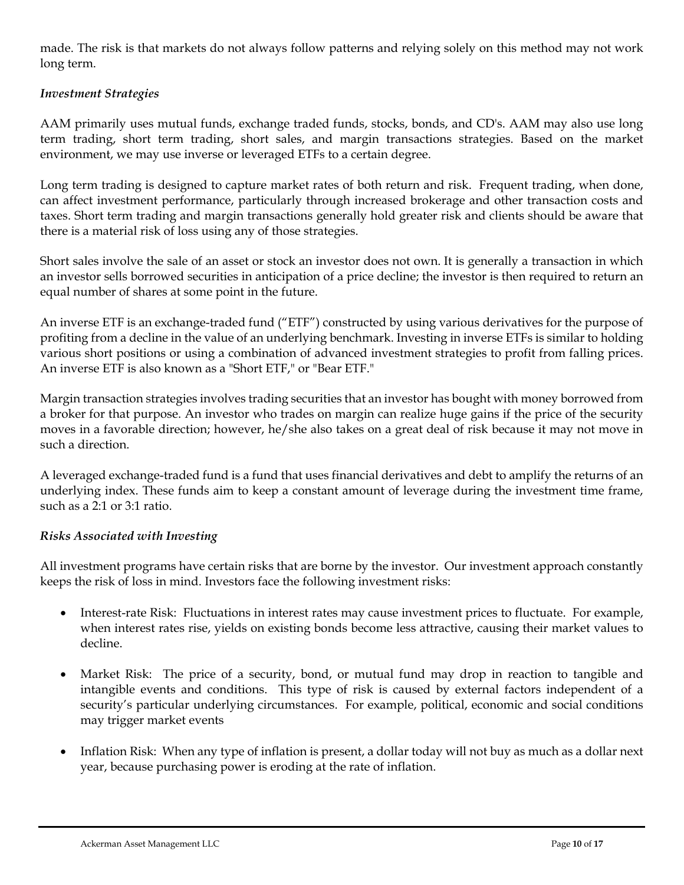made. The risk is that markets do not always follow patterns and relying solely on this method may not work long term.

### *Investment Strategies*

AAM primarily uses mutual funds, exchange traded funds, stocks, bonds, and CD's. AAM may also use long term trading, short term trading, short sales, and margin transactions strategies. Based on the market environment, we may use inverse or leveraged ETFs to a certain degree.

Long term trading is designed to capture market rates of both return and risk. Frequent trading, when done, can affect investment performance, particularly through increased brokerage and other transaction costs and taxes. Short term trading and margin transactions generally hold greater risk and clients should be aware that there is a material risk of loss using any of those strategies.

Short sales involve the sale of an asset or stock an investor does not own. It is generally a transaction in which an investor sells borrowed securities in anticipation of a price decline; the investor is then required to return an equal number of shares at some point in the future.

An inverse ETF is an exchange-traded fund ("ETF") constructed by using various derivatives for the purpose of profiting from a decline in the value of an underlying benchmark. Investing in inverse ETFs is similar to holding various short positions or using a combination of advanced investment strategies to profit from falling prices. An inverse ETF is also known as a "Short ETF," or "Bear ETF."

Margin transaction strategies involves trading securities that an investor has bought with money borrowed from a broker for that purpose. An investor who trades on margin can realize huge gains if the price of the security moves in a favorable direction; however, he/she also takes on a great deal of risk because it may not move in such a direction.

A leveraged exchange-traded fund is a fund that uses financial derivatives and debt to amplify the returns of an underlying index. These funds aim to keep a constant amount of leverage during the investment time frame, such as a 2:1 or 3:1 ratio.

### *Risks Associated with Investing*

All investment programs have certain risks that are borne by the investor. Our investment approach constantly keeps the risk of loss in mind. Investors face the following investment risks:

- Interest-rate Risk: Fluctuations in interest rates may cause investment prices to fluctuate. For example, when interest rates rise, yields on existing bonds become less attractive, causing their market values to decline.

- Market Risk: The price of a security, bond, or mutual fund may drop in reaction to tangible and intangible events and conditions. This type of risk is caused by external factors independent of a security's particular underlying circumstances. For example, political, economic and social conditions may trigger market events

- Inflation Risk: When any type of inflation is present, a dollar today will not buy as much as a dollar next year, because purchasing power is eroding at the rate of inflation.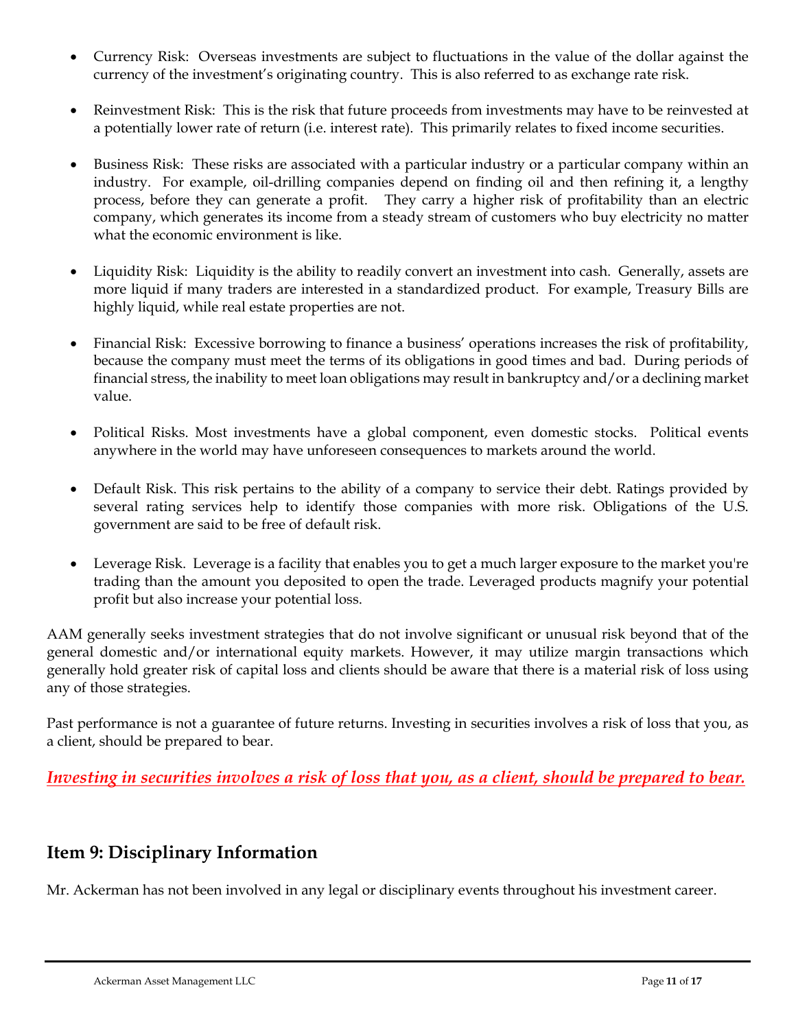- Currency Risk: Overseas investments are subject to fluctuations in the value of the dollar against the currency of the investment's originating country. This is also referred to as exchange rate risk.

- Reinvestment Risk: This is the risk that future proceeds from investments may have to be reinvested at a potentially lower rate of return (i.e. interest rate). This primarily relates to fixed income securities.

- Business Risk: These risks are associated with a particular industry or a particular company within an industry. For example, oil-drilling companies depend on finding oil and then refining it, a lengthy process, before they can generate a profit. They carry a higher risk of profitability than an electric company, which generates its income from a steady stream of customers who buy electricity no matter what the economic environment is like.

- Liquidity Risk: Liquidity is the ability to readily convert an investment into cash. Generally, assets are more liquid if many traders are interested in a standardized product. For example, Treasury Bills are highly liquid, while real estate properties are not.

- Financial Risk: Excessive borrowing to finance a business' operations increases the risk of profitability, because the company must meet the terms of its obligations in good times and bad. During periods of financial stress, the inability to meet loan obligations may result in bankruptcy and/or a declining market value.

- Political Risks. Most investments have a global component, even domestic stocks. Political events anywhere in the world may have unforeseen consequences to markets around the world.

- Default Risk. This risk pertains to the ability of a company to service their debt. Ratings provided by several rating services help to identify those companies with more risk. Obligations of the U.S. government are said to be free of default risk.

- Leverage Risk. Leverage is a facility that enables you to get a much larger exposure to the market you're trading than the amount you deposited to open the trade. Leveraged products magnify your potential profit but also increase your potential loss.

AAM generally seeks investment strategies that do not involve significant or unusual risk beyond that of the general domestic and/or international equity markets. However, it may utilize margin transactions which generally hold greater risk of capital loss and clients should be aware that there is a material risk of loss using any of those strategies.

Past performance is not a guarantee of future returns. Investing in securities involves a risk of loss that you, as a client, should be prepared to bear.

***Investing in securities involves a risk of loss that you, as a client, should be prepared to bear.***

## Item 9: Disciplinary Information

Mr. Ackerman has not been involved in any legal or disciplinary events throughout his investment career.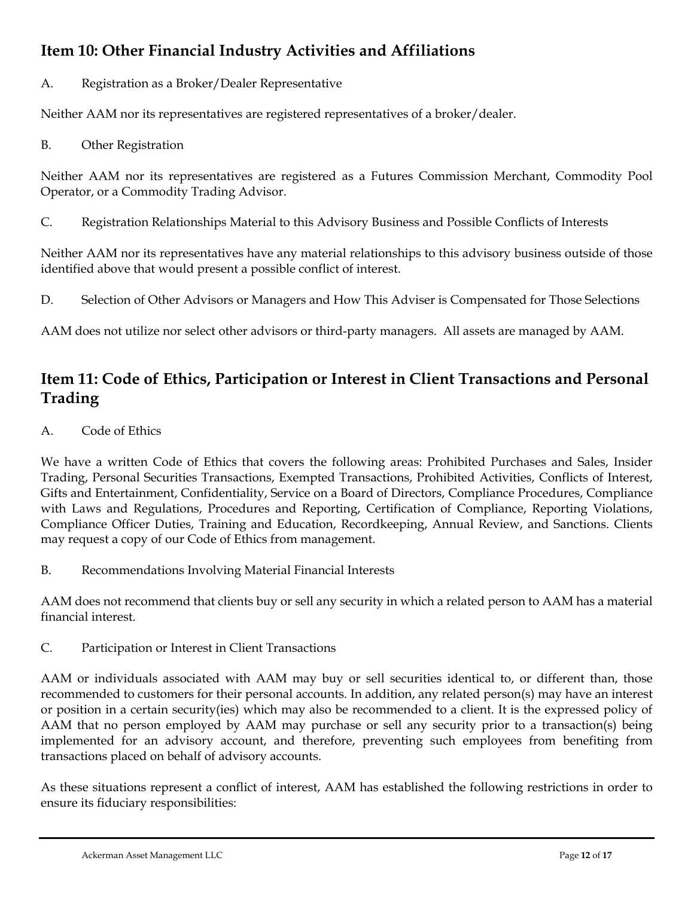## Item 10: Other Financial Industry Activities and Affiliations

A. Registration as a Broker/Dealer Representative

Neither AAM nor its representatives are registered representatives of a broker/dealer.

B. Other Registration

Neither AAM nor its representatives are registered as a Futures Commission Merchant, Commodity Pool Operator, or a Commodity Trading Advisor.

C. Registration Relationships Material to this Advisory Business and Possible Conflicts of Interests

Neither AAM nor its representatives have any material relationships to this advisory business outside of those identified above that would present a possible conflict of interest.

D. Selection of Other Advisors or Managers and How This Adviser is Compensated for Those Selections

AAM does not utilize nor select other advisors or third-party managers. All assets are managed by AAM.

## Item 11: Code of Ethics, Participation or Interest in Client Transactions and Personal Trading

A. Code of Ethics

We have a written Code of Ethics that covers the following areas: Prohibited Purchases and Sales, Insider Trading, Personal Securities Transactions, Exempted Transactions, Prohibited Activities, Conflicts of Interest, Gifts and Entertainment, Confidentiality, Service on a Board of Directors, Compliance Procedures, Compliance with Laws and Regulations, Procedures and Reporting, Certification of Compliance, Reporting Violations, Compliance Officer Duties, Training and Education, Recordkeeping, Annual Review, and Sanctions. Clients may request a copy of our Code of Ethics from management.

B. Recommendations Involving Material Financial Interests

AAM does not recommend that clients buy or sell any security in which a related person to AAM has a material financial interest.

C. Participation or Interest in Client Transactions

AAM or individuals associated with AAM may buy or sell securities identical to, or different than, those recommended to customers for their personal accounts. In addition, any related person(s) may have an interest or position in a certain security(ies) which may also be recommended to a client. It is the expressed policy of AAM that no person employed by AAM may purchase or sell any security prior to a transaction(s) being implemented for an advisory account, and therefore, preventing such employees from benefiting from transactions placed on behalf of advisory accounts.

As these situations represent a conflict of interest, AAM has established the following restrictions in order to ensure its fiduciary responsibilities: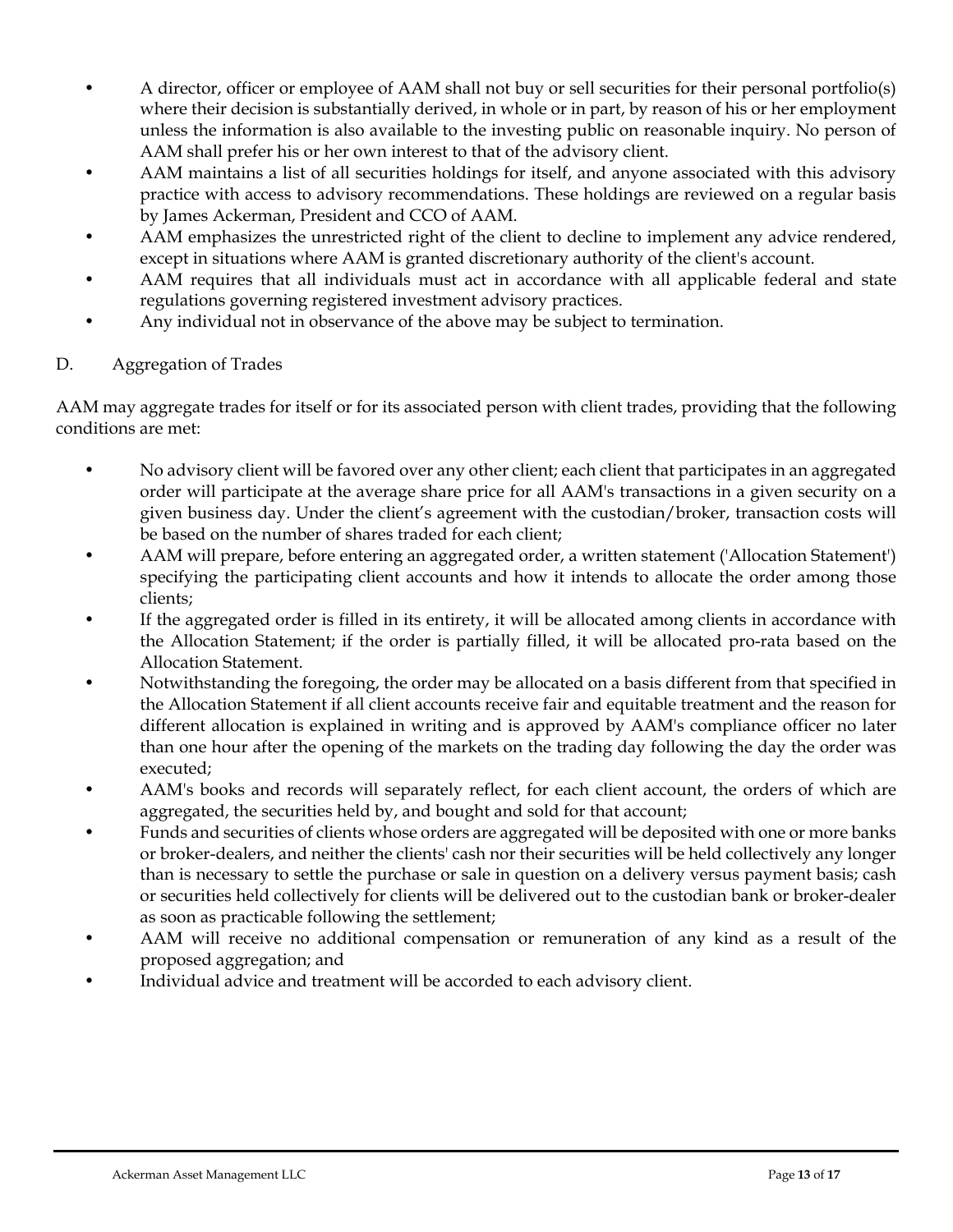- A director, officer or employee of AAM shall not buy or sell securities for their personal portfolio(s) where their decision is substantially derived, in whole or in part, by reason of his or her employment unless the information is also available to the investing public on reasonable inquiry. No person of AAM shall prefer his or her own interest to that of the advisory client.
- AAM maintains a list of all securities holdings for itself, and anyone associated with this advisory practice with access to advisory recommendations. These holdings are reviewed on a regular basis by James Ackerman, President and CCO of AAM.
- AAM emphasizes the unrestricted right of the client to decline to implement any advice rendered, except in situations where AAM is granted discretionary authority of the client's account.
- AAM requires that all individuals must act in accordance with all applicable federal and state regulations governing registered investment advisory practices.
- Any individual not in observance of the above may be subject to termination.

D. Aggregation of Trades

AAM may aggregate trades for itself or for its associated person with client trades, providing that the following conditions are met:

- No advisory client will be favored over any other client; each client that participates in an aggregated order will participate at the average share price for all AAM's transactions in a given security on a given business day. Under the client's agreement with the custodian/broker, transaction costs will be based on the number of shares traded for each client;
- AAM will prepare, before entering an aggregated order, a written statement ('Allocation Statement') specifying the participating client accounts and how it intends to allocate the order among those clients;
- If the aggregated order is filled in its entirety, it will be allocated among clients in accordance with the Allocation Statement; if the order is partially filled, it will be allocated pro-rata based on the Allocation Statement.
- Notwithstanding the foregoing, the order may be allocated on a basis different from that specified in the Allocation Statement if all client accounts receive fair and equitable treatment and the reason for different allocation is explained in writing and is approved by AAM's compliance officer no later than one hour after the opening of the markets on the trading day following the day the order was executed;
- AAM's books and records will separately reflect, for each client account, the orders of which are aggregated, the securities held by, and bought and sold for that account;
- Funds and securities of clients whose orders are aggregated will be deposited with one or more banks or broker-dealers, and neither the clients' cash nor their securities will be held collectively any longer than is necessary to settle the purchase or sale in question on a delivery versus payment basis; cash or securities held collectively for clients will be delivered out to the custodian bank or broker-dealer as soon as practicable following the settlement;
- AAM will receive no additional compensation or remuneration of any kind as a result of the proposed aggregation; and
- Individual advice and treatment will be accorded to each advisory client.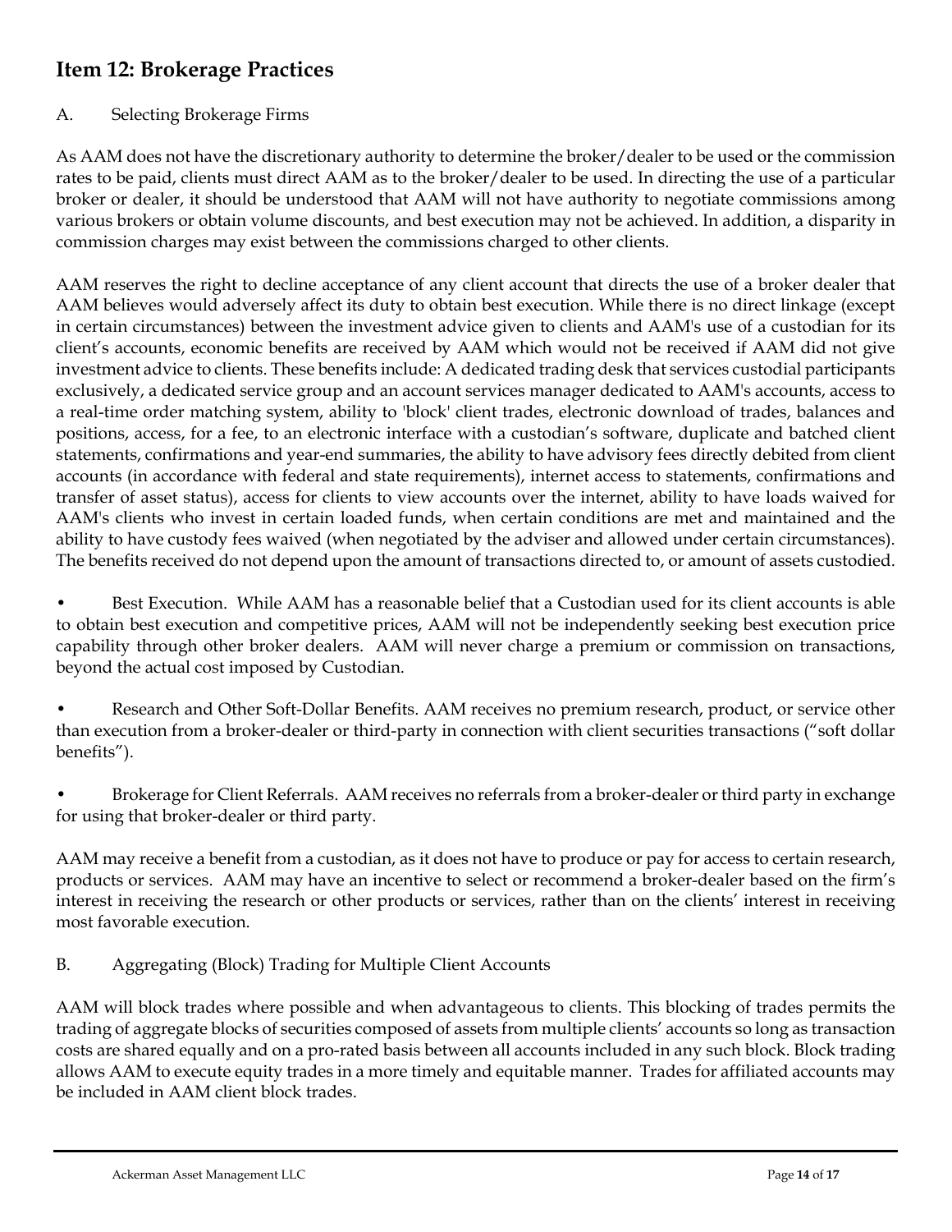## Item 12: Brokerage Practices

A. Selecting Brokerage Firms

As AAM does not have the discretionary authority to determine the broker/dealer to be used or the commission rates to be paid, clients must direct AAM as to the broker/dealer to be used. In directing the use of a particular broker or dealer, it should be understood that AAM will not have authority to negotiate commissions among various brokers or obtain volume discounts, and best execution may not be achieved. In addition, a disparity in commission charges may exist between the commissions charged to other clients.

AAM reserves the right to decline acceptance of any client account that directs the use of a broker dealer that AAM believes would adversely affect its duty to obtain best execution. While there is no direct linkage (except in certain circumstances) between the investment advice given to clients and AAM's use of a custodian for its client's accounts, economic benefits are received by AAM which would not be received if AAM did not give investment advice to clients. These benefits include: A dedicated trading desk that services custodial participants exclusively, a dedicated service group and an account services manager dedicated to AAM's accounts, access to a real-time order matching system, ability to 'block' client trades, electronic download of trades, balances and positions, access, for a fee, to an electronic interface with a custodian's software, duplicate and batched client statements, confirmations and year-end summaries, the ability to have advisory fees directly debited from client accounts (in accordance with federal and state requirements), internet access to statements, confirmations and transfer of asset status), access for clients to view accounts over the internet, ability to have loads waived for AAM's clients who invest in certain loaded funds, when certain conditions are met and maintained and the ability to have custody fees waived (when negotiated by the adviser and allowed under certain circumstances). The benefits received do not depend upon the amount of transactions directed to, or amount of assets custodied.

- Best Execution. While AAM has a reasonable belief that a Custodian used for its client accounts is able to obtain best execution and competitive prices, AAM will not be independently seeking best execution price capability through other broker dealers. AAM will never charge a premium or commission on transactions, beyond the actual cost imposed by Custodian.

- Research and Other Soft-Dollar Benefits. AAM receives no premium research, product, or service other than execution from a broker-dealer or third-party in connection with client securities transactions ("soft dollar benefits").

- Brokerage for Client Referrals. AAM receives no referrals from a broker-dealer or third party in exchange for using that broker-dealer or third party.

AAM may receive a benefit from a custodian, as it does not have to produce or pay for access to certain research, products or services. AAM may have an incentive to select or recommend a broker-dealer based on the firm's interest in receiving the research or other products or services, rather than on the clients' interest in receiving most favorable execution.

B. Aggregating (Block) Trading for Multiple Client Accounts

AAM will block trades where possible and when advantageous to clients. This blocking of trades permits the trading of aggregate blocks of securities composed of assets from multiple clients' accounts so long as transaction costs are shared equally and on a pro-rated basis between all accounts included in any such block. Block trading allows AAM to execute equity trades in a more timely and equitable manner. Trades for affiliated accounts may be included in AAM client block trades.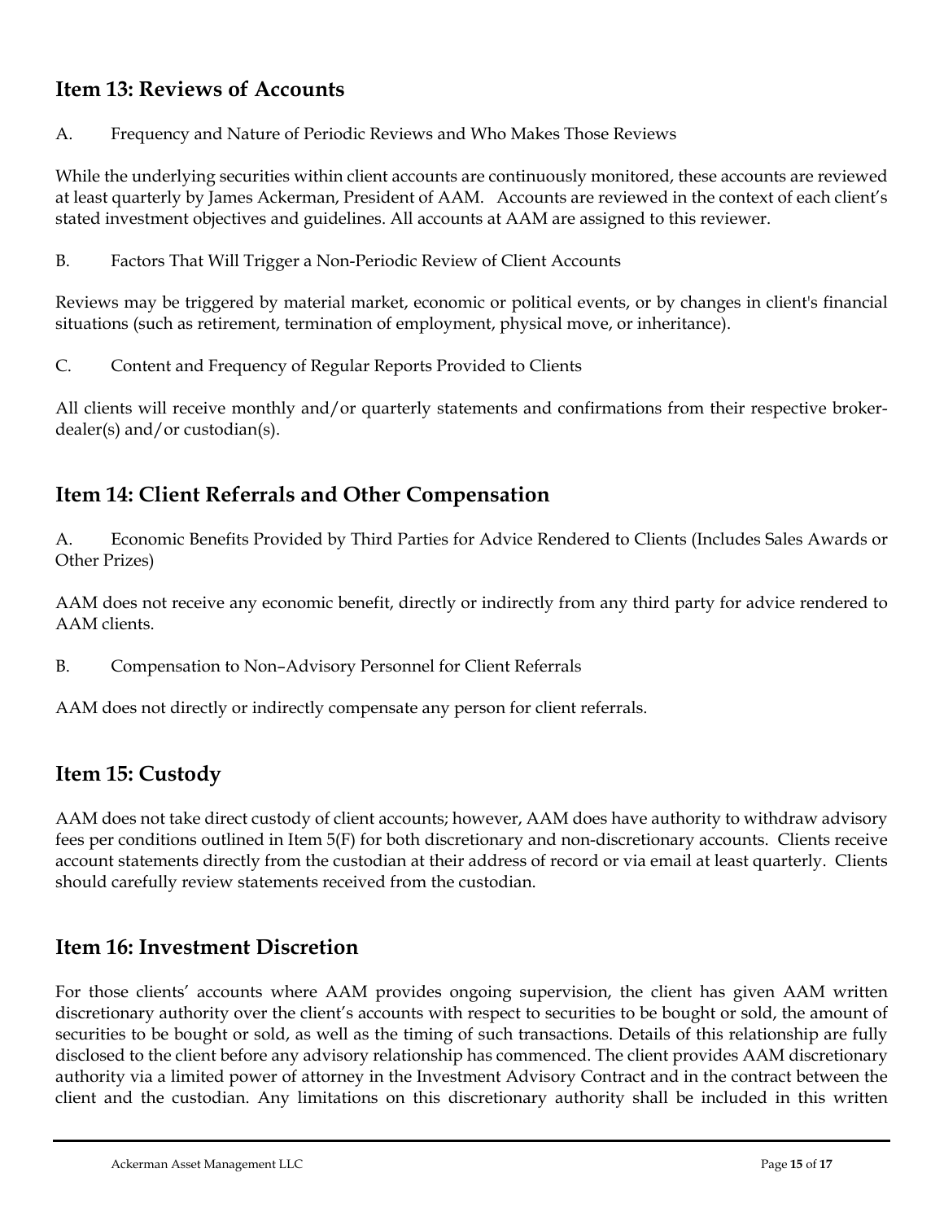## Item 13: Reviews of Accounts

A. Frequency and Nature of Periodic Reviews and Who Makes Those Reviews

While the underlying securities within client accounts are continuously monitored, these accounts are reviewed at least quarterly by James Ackerman, President of AAM. Accounts are reviewed in the context of each client's stated investment objectives and guidelines. All accounts at AAM are assigned to this reviewer.

B. Factors That Will Trigger a Non-Periodic Review of Client Accounts

Reviews may be triggered by material market, economic or political events, or by changes in client's financial situations (such as retirement, termination of employment, physical move, or inheritance).

C. Content and Frequency of Regular Reports Provided to Clients

All clients will receive monthly and/or quarterly statements and confirmations from their respective broker-dealer(s) and/or custodian(s).

## Item 14: Client Referrals and Other Compensation

A. Economic Benefits Provided by Third Parties for Advice Rendered to Clients (Includes Sales Awards or Other Prizes)

AAM does not receive any economic benefit, directly or indirectly from any third party for advice rendered to AAM clients.

B. Compensation to Non–Advisory Personnel for Client Referrals

AAM does not directly or indirectly compensate any person for client referrals.

## Item 15: Custody

AAM does not take direct custody of client accounts; however, AAM does have authority to withdraw advisory fees per conditions outlined in Item 5(F) for both discretionary and non-discretionary accounts. Clients receive account statements directly from the custodian at their address of record or via email at least quarterly. Clients should carefully review statements received from the custodian.

## Item 16: Investment Discretion

For those clients' accounts where AAM provides ongoing supervision, the client has given AAM written discretionary authority over the client's accounts with respect to securities to be bought or sold, the amount of securities to be bought or sold, as well as the timing of such transactions. Details of this relationship are fully disclosed to the client before any advisory relationship has commenced. The client provides AAM discretionary authority via a limited power of attorney in the Investment Advisory Contract and in the contract between the client and the custodian. Any limitations on this discretionary authority shall be included in this written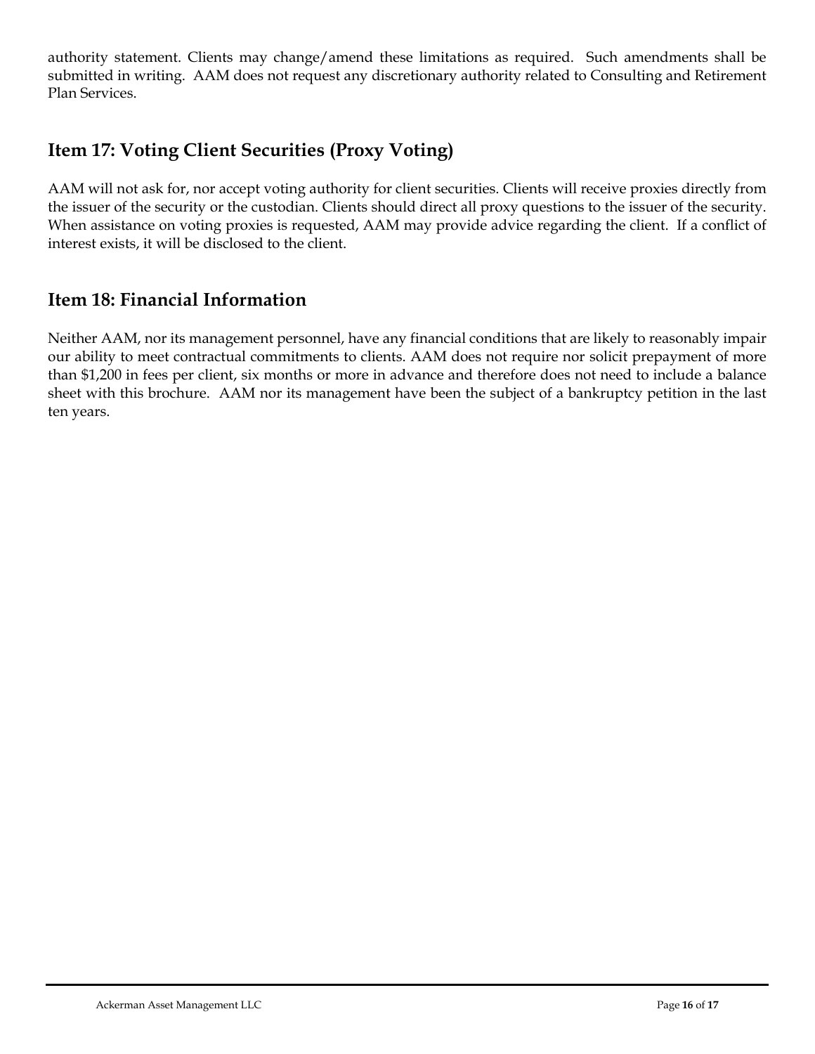authority statement. Clients may change/amend these limitations as required. Such amendments shall be submitted in writing. AAM does not request any discretionary authority related to Consulting and Retirement Plan Services.

## Item 17: Voting Client Securities (Proxy Voting)

AAM will not ask for, nor accept voting authority for client securities. Clients will receive proxies directly from the issuer of the security or the custodian. Clients should direct all proxy questions to the issuer of the security. When assistance on voting proxies is requested, AAM may provide advice regarding the client. If a conflict of interest exists, it will be disclosed to the client.

## Item 18: Financial Information

Neither AAM, nor its management personnel, have any financial conditions that are likely to reasonably impair our ability to meet contractual commitments to clients. AAM does not require nor solicit prepayment of more than $1,200 in fees per client, six months or more in advance and therefore does not need to include a balance sheet with this brochure. AAM nor its management have been the subject of a bankruptcy petition in the last ten years.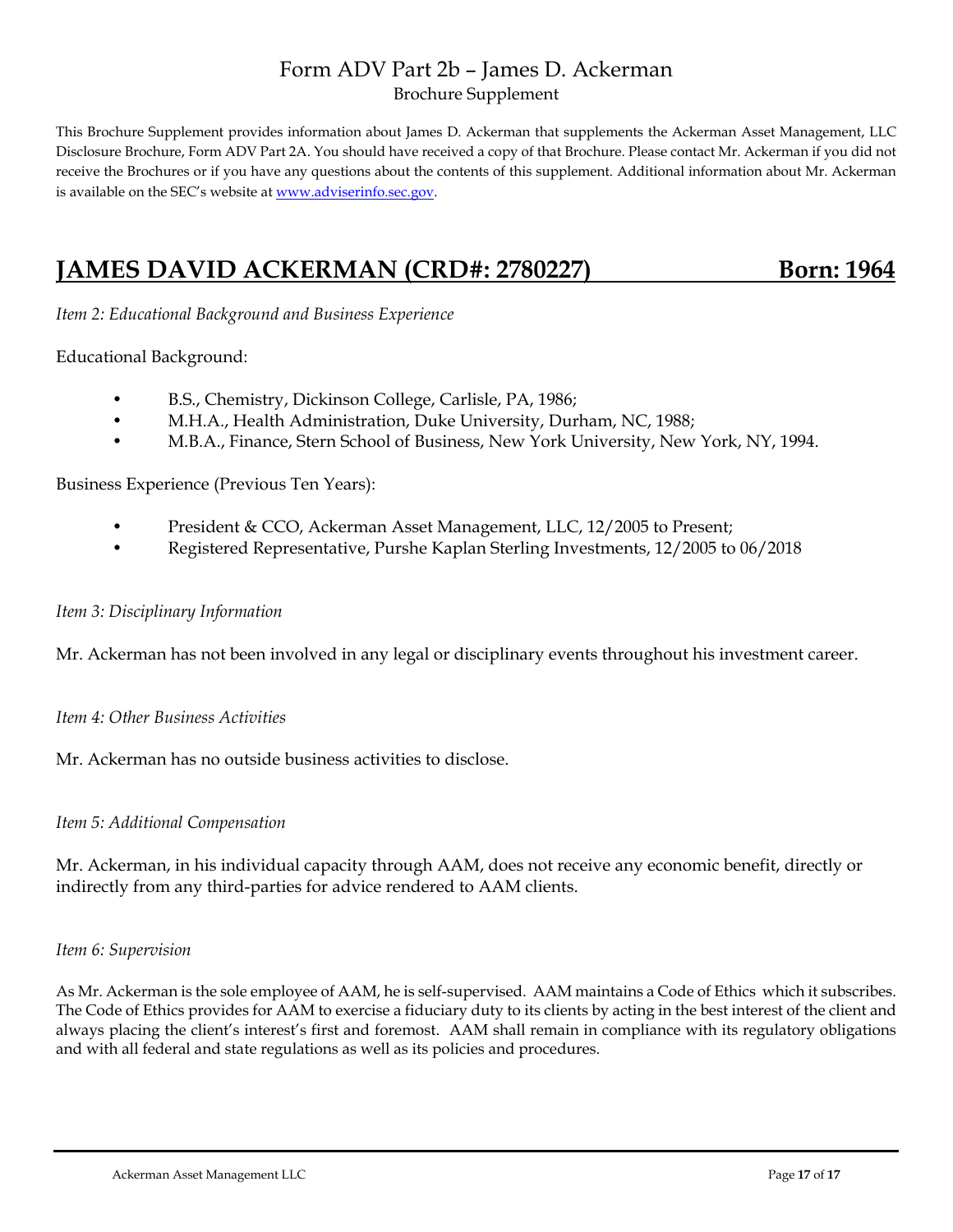# Form ADV Part 2b – James D. Ackerman

Brochure Supplement

This Brochure Supplement provides information about James D. Ackerman that supplements the Ackerman Asset Management, LLC Disclosure Brochure, Form ADV Part 2A. You should have received a copy of that Brochure. Please contact Mr. Ackerman if you did not receive the Brochures or if you have any questions about the contents of this supplement. Additional information about Mr. Ackerman is available on the SEC's website at [www.adviserinfo.sec.gov](www.adviserinfo.sec.gov).

## JAMES DAVID ACKERMAN (CRD#: 2780227) Born: 1964

*Item 2: Educational Background and Business Experience*

Educational Background:

- B.S., Chemistry, Dickinson College, Carlisle, PA, 1986;
- M.H.A., Health Administration, Duke University, Durham, NC, 1988;
- M.B.A., Finance, Stern School of Business, New York University, New York, NY, 1994.

Business Experience (Previous Ten Years):

- President & CCO, Ackerman Asset Management, LLC, 12/2005 to Present;
- Registered Representative, Purshe Kaplan Sterling Investments, 12/2005 to 06/2018

*Item 3: Disciplinary Information*

Mr. Ackerman has not been involved in any legal or disciplinary events throughout his investment career.

*Item 4: Other Business Activities*

Mr. Ackerman has no outside business activities to disclose.

*Item 5: Additional Compensation*

Mr. Ackerman, in his individual capacity through AAM, does not receive any economic benefit, directly or indirectly from any third-parties for advice rendered to AAM clients.

*Item 6: Supervision*

As Mr. Ackerman is the sole employee of AAM, he is self-supervised. AAM maintains a Code of Ethics which it subscribes. The Code of Ethics provides for AAM to exercise a fiduciary duty to its clients by acting in the best interest of the client and always placing the client's interest's first and foremost. AAM shall remain in compliance with its regulatory obligations and with all federal and state regulations as well as its policies and procedures.